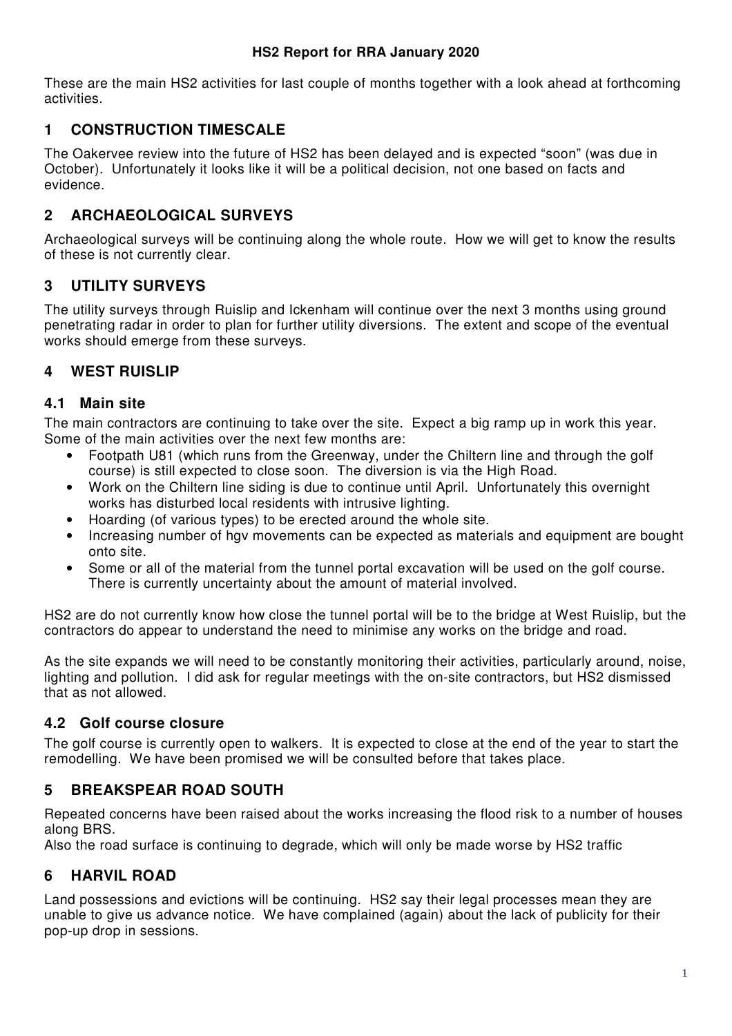**HS2 Report for RRA January 2020**

These are the main HS2 activities for last couple of months together with a look ahead at forthcoming activities.

## 1 CONSTRUCTION TIMESCALE

The Oakervee review into the future of HS2 has been delayed and is expected "soon" (was due in October). Unfortunately it looks like it will be a political decision, not one based on facts and evidence.

## 2 ARCHAEOLOGICAL SURVEYS

Archaeological surveys will be continuing along the whole route. How we will get to know the results of these is not currently clear.

## 3 UTILITY SURVEYS

The utility surveys through Ruislip and Ickenham will continue over the next 3 months using ground penetrating radar in order to plan for further utility diversions. The extent and scope of the eventual works should emerge from these surveys.

## 4 WEST RUISLIP

### 4.1 Main site

The main contractors are continuing to take over the site. Expect a big ramp up in work this year. Some of the main activities over the next few months are:

- Footpath U81 (which runs from the Greenway, under the Chiltern line and through the golf course) is still expected to close soon. The diversion is via the High Road.
- Work on the Chiltern line siding is due to continue until April. Unfortunately this overnight works has disturbed local residents with intrusive lighting.
- Hoarding (of various types) to be erected around the whole site.
- Increasing number of hgv movements can be expected as materials and equipment are bought onto site.
- Some or all of the material from the tunnel portal excavation will be used on the golf course. There is currently uncertainty about the amount of material involved.

HS2 are do not currently know how close the tunnel portal will be to the bridge at West Ruislip, but the contractors do appear to understand the need to minimise any works on the bridge and road.

As the site expands we will need to be constantly monitoring their activities, particularly around, noise, lighting and pollution. I did ask for regular meetings with the on-site contractors, but HS2 dismissed that as not allowed.

### 4.2 Golf course closure

The golf course is currently open to walkers. It is expected to close at the end of the year to start the remodelling. We have been promised we will be consulted before that takes place.

## 5 BREAKSPEAR ROAD SOUTH

Repeated concerns have been raised about the works increasing the flood risk to a number of houses along BRS.
Also the road surface is continuing to degrade, which will only be made worse by HS2 traffic

## 6 HARVIL ROAD

Land possessions and evictions will be continuing. HS2 say their legal processes mean they are unable to give us advance notice. We have complained (again) about the lack of publicity for their pop-up drop in sessions.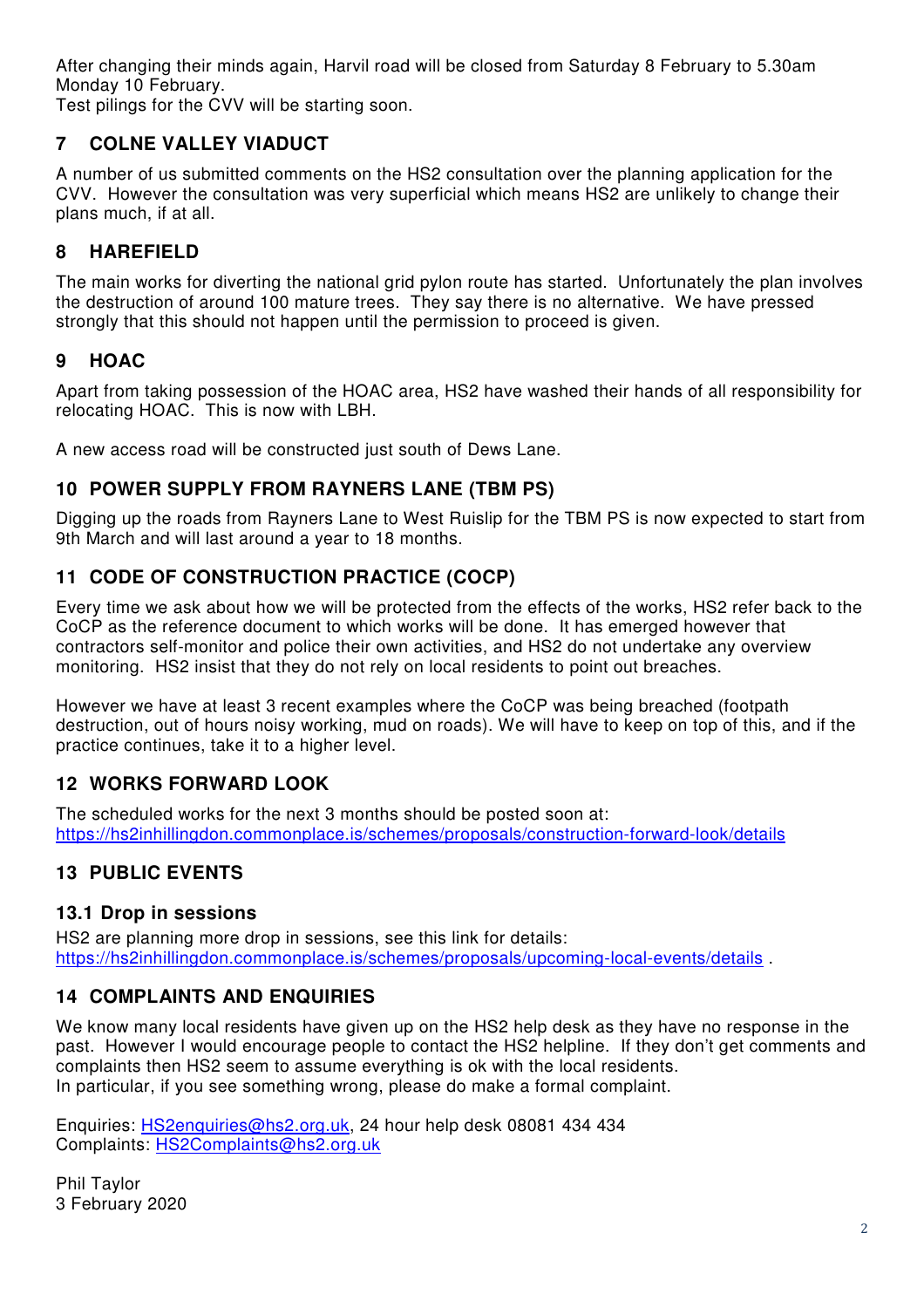After changing their minds again, Harvil road will be closed from Saturday 8 February to 5.30am Monday 10 February.
Test pilings for the CVV will be starting soon.

## 7 COLNE VALLEY VIADUCT

A number of us submitted comments on the HS2 consultation over the planning application for the CVV. However the consultation was very superficial which means HS2 are unlikely to change their plans much, if at all.

## 8 HAREFIELD

The main works for diverting the national grid pylon route has started. Unfortunately the plan involves the destruction of around 100 mature trees. They say there is no alternative. We have pressed strongly that this should not happen until the permission to proceed is given.

## 9 HOAC

Apart from taking possession of the HOAC area, HS2 have washed their hands of all responsibility for relocating HOAC. This is now with LBH.

A new access road will be constructed just south of Dews Lane.

## 10 POWER SUPPLY FROM RAYNERS LANE (TBM PS)

Digging up the roads from Rayners Lane to West Ruislip for the TBM PS is now expected to start from 9th March and will last around a year to 18 months.

## 11 CODE OF CONSTRUCTION PRACTICE (COCP)

Every time we ask about how we will be protected from the effects of the works, HS2 refer back to the CoCP as the reference document to which works will be done. It has emerged however that contractors self-monitor and police their own activities, and HS2 do not undertake any overview monitoring. HS2 insist that they do not rely on local residents to point out breaches.

However we have at least 3 recent examples where the CoCP was being breached (footpath destruction, out of hours noisy working, mud on roads). We will have to keep on top of this, and if the practice continues, take it to a higher level.

## 12 WORKS FORWARD LOOK

The scheduled works for the next 3 months should be posted soon at:
https://hs2inhillingdon.commonplace.is/schemes/proposals/construction-forward-look/details

## 13 PUBLIC EVENTS

### 13.1 Drop in sessions

HS2 are planning more drop in sessions, see this link for details:
https://hs2inhillingdon.commonplace.is/schemes/proposals/upcoming-local-events/details .

## 14 COMPLAINTS AND ENQUIRIES

We know many local residents have given up on the HS2 help desk as they have no response in the past. However I would encourage people to contact the HS2 helpline. If they don't get comments and complaints then HS2 seem to assume everything is ok with the local residents.
In particular, if you see something wrong, please do make a formal complaint.

Enquiries: HS2enquiries@hs2.org.uk, 24 hour help desk 08081 434 434
Complaints: HS2Complaints@hs2.org.uk

Phil Taylor
3 February 2020